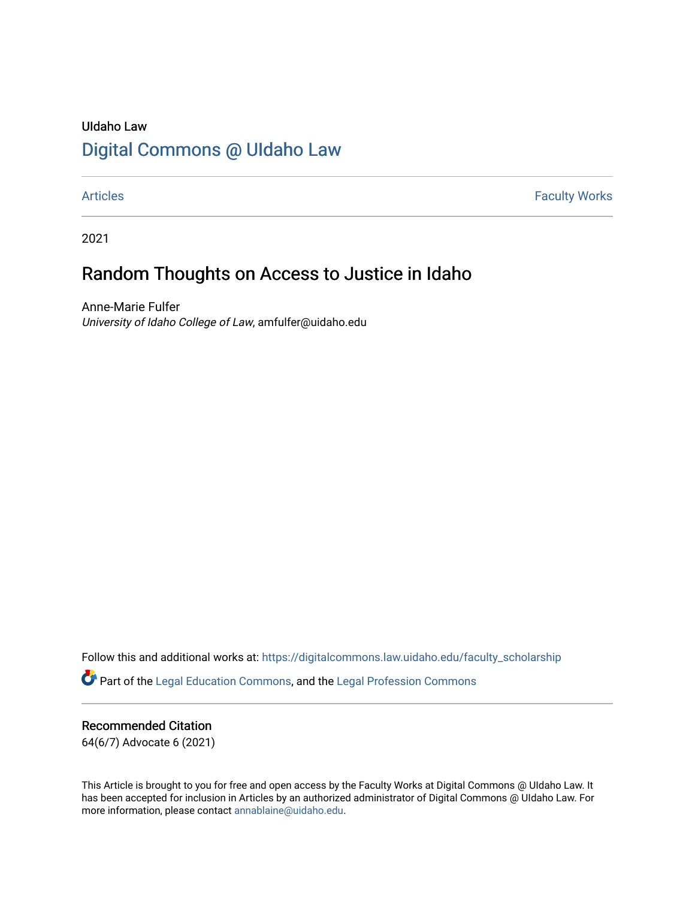UIdaho Law

# Digital Commons @ UIdaho Law

Articles | Faculty Works

2021

## Random Thoughts on Access to Justice in Idaho

Anne-Marie Fulfer
*University of Idaho College of Law*, amfulfer@uidaho.edu

Follow this and additional works at: https://digitalcommons.law.uidaho.edu/faculty_scholarship

Part of the Legal Education Commons, and the Legal Profession Commons

### Recommended Citation

64(6/7) Advocate 6 (2021)

This Article is brought to you for free and open access by the Faculty Works at Digital Commons @ UIdaho Law. It has been accepted for inclusion in Articles by an authorized administrator of Digital Commons @ UIdaho Law. For more information, please contact annablaine@uidaho.edu.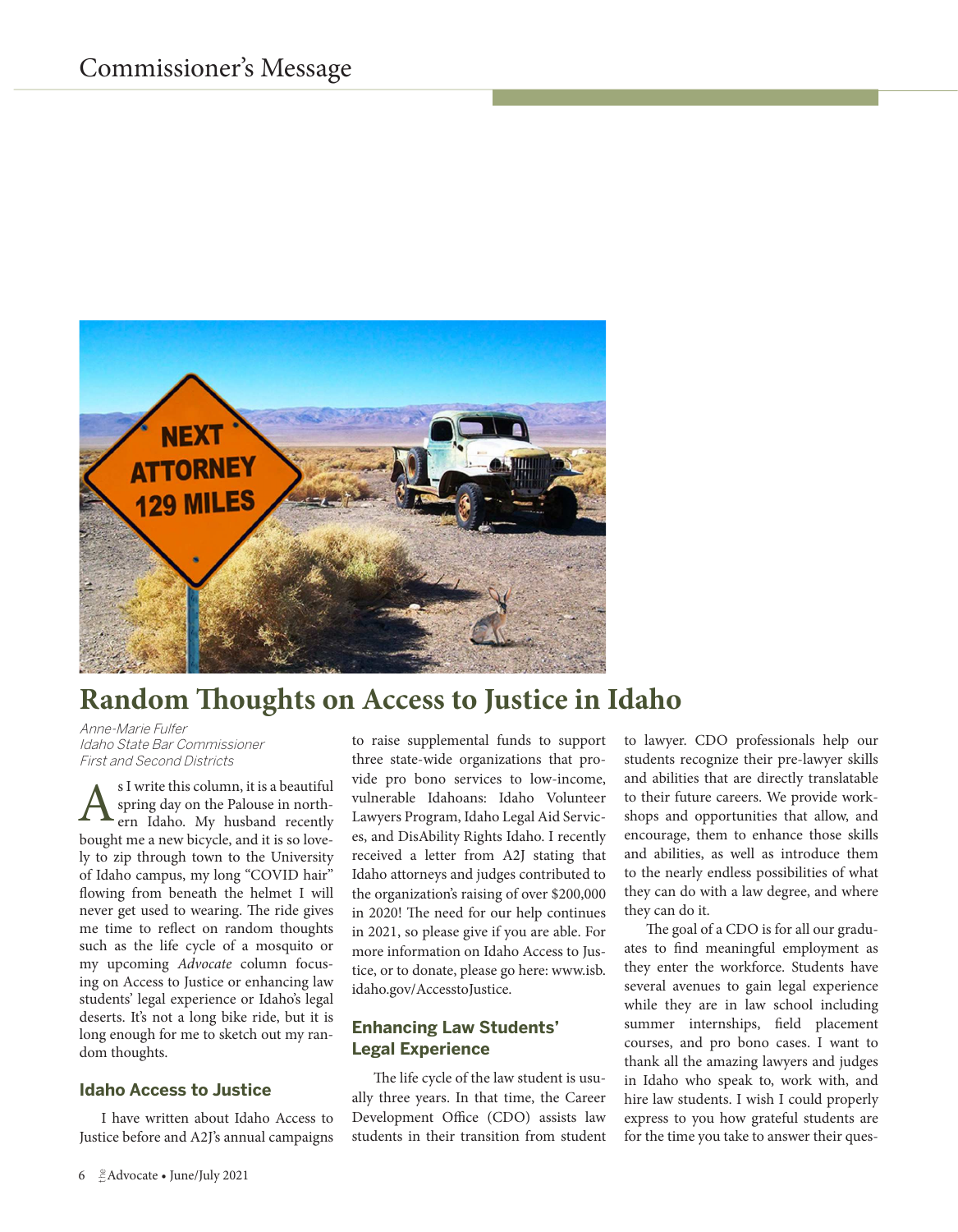Commissioner's Message

# Random Thoughts on Access to Justice in Idaho

*Anne-Marie Fulfer*
*Idaho State Bar Commissioner*
*First and Second Districts*

As I write this column, it is a beautiful spring day on the Palouse in northern Idaho. My husband recently bought me a new bicycle, and it is so lovely to zip through town to the University of Idaho campus, my long "COVID hair" flowing from beneath the helmet I will never get used to wearing. The ride gives me time to reflect on random thoughts such as the life cycle of a mosquito or my upcoming *Advocate* column focusing on Access to Justice or enhancing law students' legal experience or Idaho's legal deserts. It's not a long bike ride, but it is long enough for me to sketch out my random thoughts.

## Idaho Access to Justice

I have written about Idaho Access to Justice before and A2J's annual campaigns to raise supplemental funds to support three state-wide organizations that provide pro bono services to low-income, vulnerable Idahoans: Idaho Volunteer Lawyers Program, Idaho Legal Aid Services, and DisAbility Rights Idaho. I recently received a letter from A2J stating that Idaho attorneys and judges contributed to the organization's raising of over $200,000 in 2020! The need for our help continues in 2021, so please give if you are able. For more information on Idaho Access to Justice, or to donate, please go here: www.isb.idaho.gov/AccesstoJustice.

## Enhancing Law Students' Legal Experience

The life cycle of the law student is usually three years. In that time, the Career Development Office (CDO) assists law students in their transition from student to lawyer. CDO professionals help our students recognize their pre-lawyer skills and abilities that are directly translatable to their future careers. We provide workshops and opportunities that allow, and encourage, them to enhance those skills and abilities, as well as introduce them to the nearly endless possibilities of what they can do with a law degree, and where they can do it.

The goal of a CDO is for all our graduates to find meaningful employment as they enter the workforce. Students have several avenues to gain legal experience while they are in law school including summer internships, field placement courses, and pro bono cases. I want to thank all the amazing lawyers and judges in Idaho who speak to, work with, and hire law students. I wish I could properly express to you how grateful students are for the time you take to answer their ques-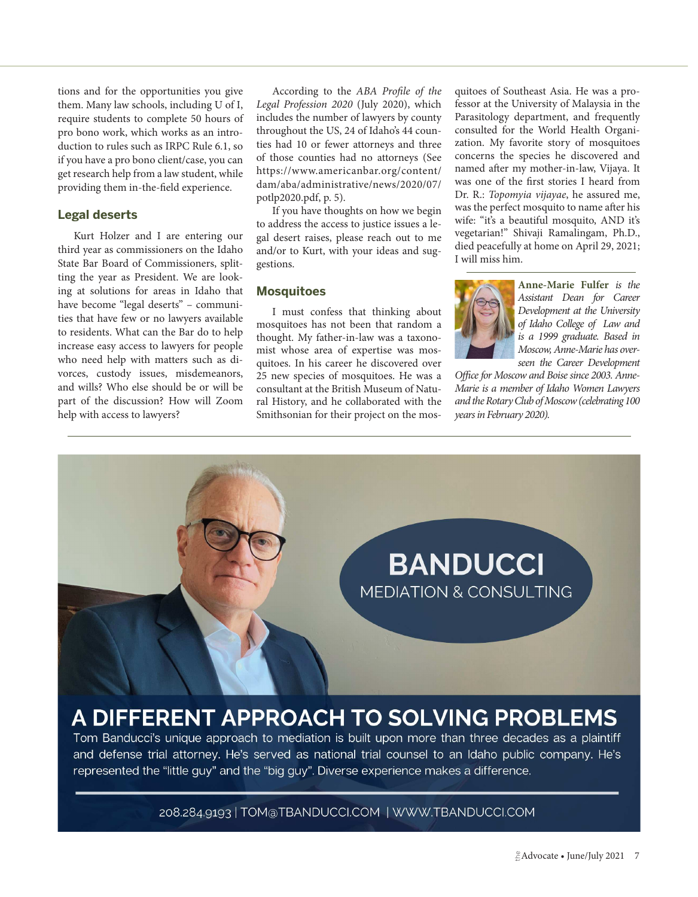tions and for the opportunities you give them. Many law schools, including U of I, require students to complete 50 hours of pro bono work, which works as an introduction to rules such as IRPC Rule 6.1, so if you have a pro bono client/case, you can get research help from a law student, while providing them in-the-field experience.

## Legal deserts

Kurt Holzer and I are entering our third year as commissioners on the Idaho State Bar Board of Commissioners, splitting the year as President. We are looking at solutions for areas in Idaho that have become "legal deserts" – communities that have few or no lawyers available to residents. What can the Bar do to help increase easy access to lawyers for people who need help with matters such as divorces, custody issues, misdemeanors, and wills? Who else should be or will be part of the discussion? How will Zoom help with access to lawyers?

According to the *ABA Profile of the Legal Profession 2020* (July 2020), which includes the number of lawyers by county throughout the US, 24 of Idaho's 44 counties had 10 or fewer attorneys and three of those counties had no attorneys (See https://www.americanbar.org/content/dam/aba/administrative/news/2020/07/potlp2020.pdf, p. 5).

If you have thoughts on how we begin to address the access to justice issues a legal desert raises, please reach out to me and/or to Kurt, with your ideas and suggestions.

## Mosquitoes

I must confess that thinking about mosquitoes has not been that random a thought. My father-in-law was a taxonomist whose area of expertise was mosquitoes. In his career he discovered over 25 new species of mosquitoes. He was a consultant at the British Museum of Natural History, and he collaborated with the Smithsonian for their project on the mosquitoes of Southeast Asia. He was a professor at the University of Malaysia in the Parasitology department, and frequently consulted for the World Health Organization. My favorite story of mosquitoes concerns the species he discovered and named after my mother-in-law, Vijaya. It was one of the first stories I heard from Dr. R.: *Topomyia vijayae*, he assured me, was the perfect mosquito to name after his wife: "it's a beautiful mosquito, AND it's vegetarian!" Shivaji Ramalingam, Ph.D., died peacefully at home on April 29, 2021; I will miss him.

---

***Anne-Marie Fulfer** is the Assistant Dean for Career Development at the University of Idaho College of Law and is a 1999 graduate. Based in Moscow, Anne-Marie has overseen the Career Development Office for Moscow and Boise since 2003. Anne-Marie is a member of Idaho Women Lawyers and the Rotary Club of Moscow (celebrating 100 years in February 2020).*

---

BANDUCCI
MEDIATION & CONSULTING

A DIFFERENT APPROACH TO SOLVING PROBLEMS

Tom Banducci's unique approach to mediation is built upon more than three decades as a plaintiff and defense trial attorney. He's served as national trial counsel to an Idaho public company. He's represented the "little guy" and the "big guy". Diverse experience makes a difference.

208.284.9193 | TOM@TBANDUCCI.COM | WWW.TBANDUCCI.COM